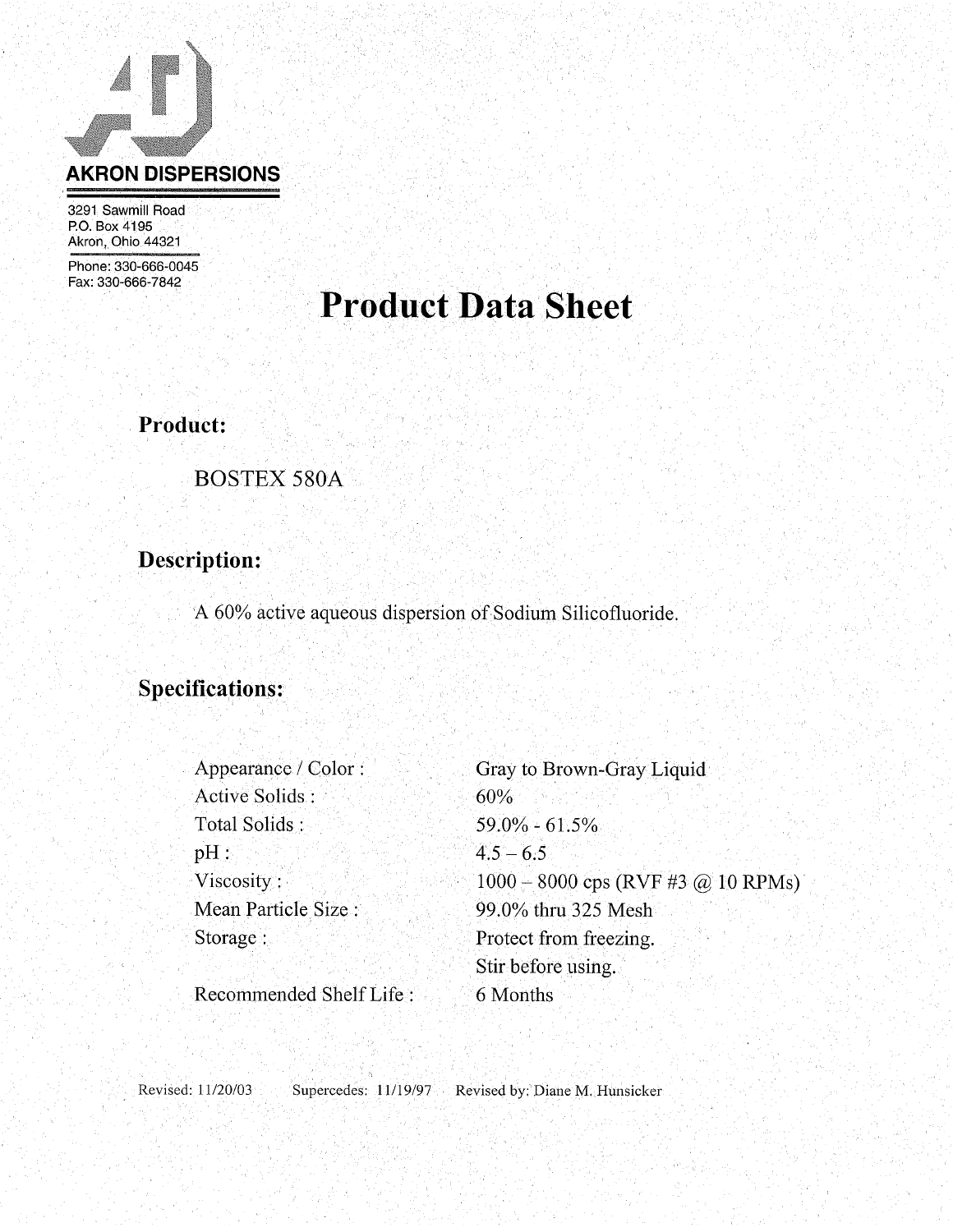**AKRON DISPERSIONS**

3291 Sawmill Road
P.O. Box 4195
Akron, Ohio 44321

Phone: 330-666-0045
Fax: 330-666-7842

# Product Data Sheet

## Product:

BOSTEX 580A

## Description:

A 60% active aqueous dispersion of Sodium Silicofluoride.

## Specifications:

| | |
|---|---|
| Appearance / Color : | Gray to Brown-Gray Liquid |
| Active Solids : | 60% |
| Total Solids : | 59.0% - 61.5% |
| pH : | 4.5 – 6.5 |
| Viscosity : | 1000 – 8000 cps (RVF #3 @ 10 RPMs) |
| Mean Particle Size : | 99.0% thru 325 Mesh |
| Storage : | Protect from freezing. Stir before using. |
| Recommended Shelf Life : | 6 Months |

Revised: 11/20/03    Supercedes: 11/19/97    Revised by: Diane M. Hunsicker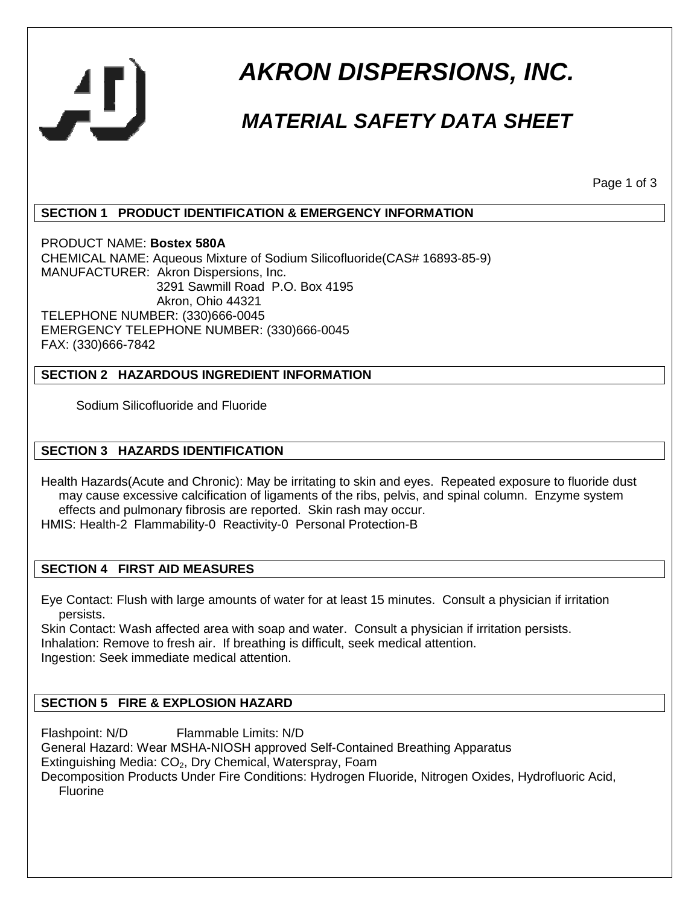# AKRON DISPERSIONS, INC.

## MATERIAL SAFETY DATA SHEET

### SECTION 1 PRODUCT IDENTIFICATION & EMERGENCY INFORMATION

PRODUCT NAME: **Bostex 580A**
CHEMICAL NAME: Aqueous Mixture of Sodium Silicofluoride(CAS# 16893-85-9)
MANUFACTURER: Akron Dispersions, Inc.
3291 Sawmill Road P.O. Box 4195
Akron, Ohio 44321
TELEPHONE NUMBER: (330)666-0045
EMERGENCY TELEPHONE NUMBER: (330)666-0045
FAX: (330)666-7842

### SECTION 2 HAZARDOUS INGREDIENT INFORMATION

Sodium Silicofluoride and Fluoride

### SECTION 3 HAZARDS IDENTIFICATION

Health Hazards(Acute and Chronic): May be irritating to skin and eyes. Repeated exposure to fluoride dust may cause excessive calcification of ligaments of the ribs, pelvis, and spinal column. Enzyme system effects and pulmonary fibrosis are reported. Skin rash may occur.
HMIS: Health-2 Flammability-0 Reactivity-0 Personal Protection-B

### SECTION 4 FIRST AID MEASURES

Eye Contact: Flush with large amounts of water for at least 15 minutes. Consult a physician if irritation persists.
Skin Contact: Wash affected area with soap and water. Consult a physician if irritation persists.
Inhalation: Remove to fresh air. If breathing is difficult, seek medical attention.
Ingestion: Seek immediate medical attention.

### SECTION 5 FIRE & EXPLOSION HAZARD

Flashpoint: N/D Flammable Limits: N/D
General Hazard: Wear MSHA-NIOSH approved Self-Contained Breathing Apparatus
Extinguishing Media: $CO_2$, Dry Chemical, Waterspray, Foam
Decomposition Products Under Fire Conditions: Hydrogen Fluoride, Nitrogen Oxides, Hydrofluoric Acid, Fluorine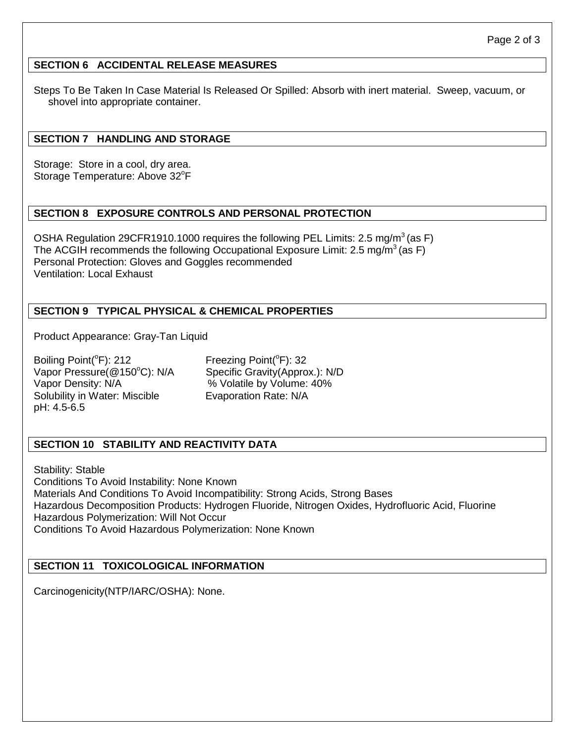## SECTION 6 ACCIDENTAL RELEASE MEASURES

Steps To Be Taken In Case Material Is Released Or Spilled: Absorb with inert material. Sweep, vacuum, or shovel into appropriate container.

## SECTION 7 HANDLING AND STORAGE

Storage: Store in a cool, dry area.
Storage Temperature: Above 32°F

## SECTION 8 EXPOSURE CONTROLS AND PERSONAL PROTECTION

OSHA Regulation 29CFR1910.1000 requires the following PEL Limits: 2.5 $mg/m^3$ (as F)
The ACGIH recommends the following Occupational Exposure Limit: 2.5 $mg/m^3$ (as F)
Personal Protection: Gloves and Goggles recommended
Ventilation: Local Exhaust

## SECTION 9 TYPICAL PHYSICAL & CHEMICAL PROPERTIES

Product Appearance: Gray-Tan Liquid

Boiling Point(°F): 212
Vapor Pressure(@150°C): N/A
Vapor Density: N/A
Solubility in Water: Miscible
pH: 4.5-6.5
Freezing Point(°F): 32
Specific Gravity(Approx.): N/D
% Volatile by Volume: 40%
Evaporation Rate: N/A

## SECTION 10 STABILITY AND REACTIVITY DATA

Stability: Stable
Conditions To Avoid Instability: None Known
Materials And Conditions To Avoid Incompatibility: Strong Acids, Strong Bases
Hazardous Decomposition Products: Hydrogen Fluoride, Nitrogen Oxides, Hydrofluoric Acid, Fluorine
Hazardous Polymerization: Will Not Occur
Conditions To Avoid Hazardous Polymerization: None Known

## SECTION 11 TOXICOLOGICAL INFORMATION

Carcinogenicity(NTP/IARC/OSHA): None.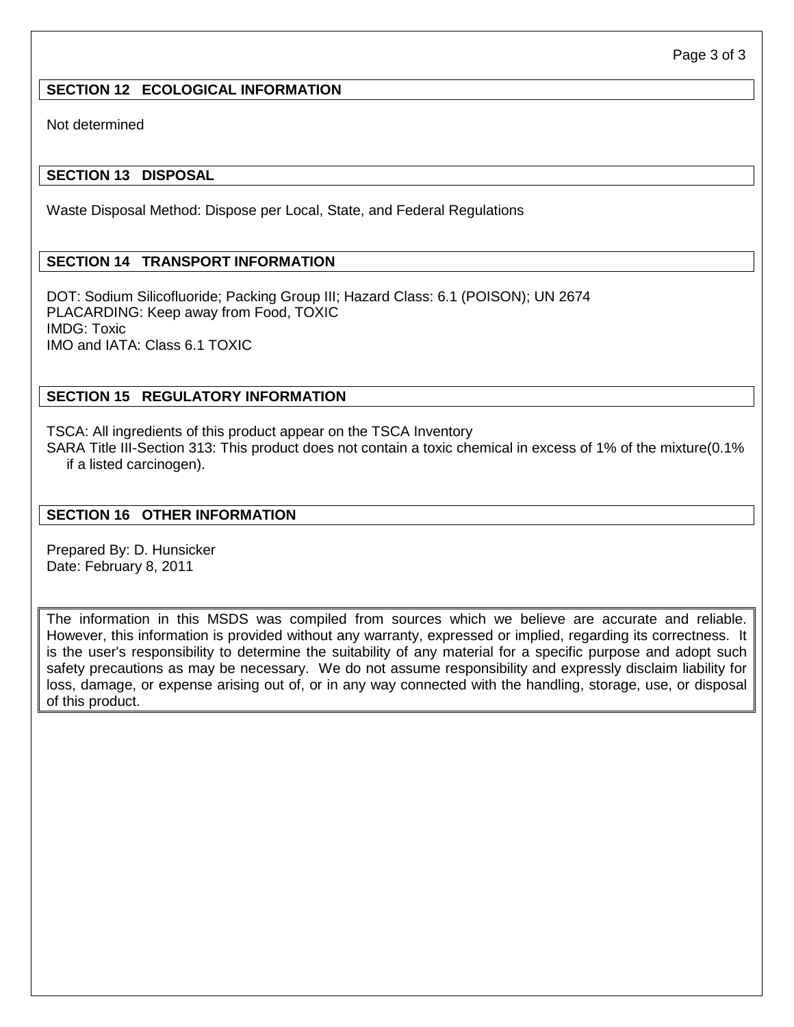## SECTION 12 ECOLOGICAL INFORMATION

Not determined

## SECTION 13 DISPOSAL

Waste Disposal Method: Dispose per Local, State, and Federal Regulations

## SECTION 14 TRANSPORT INFORMATION

DOT: Sodium Silicofluoride; Packing Group III; Hazard Class: 6.1 (POISON); UN 2674
PLACARDING: Keep away from Food, TOXIC
IMDG: Toxic
IMO and IATA: Class 6.1 TOXIC

## SECTION 15 REGULATORY INFORMATION

TSCA: All ingredients of this product appear on the TSCA Inventory
SARA Title III-Section 313: This product does not contain a toxic chemical in excess of 1% of the mixture(0.1% if a listed carcinogen).

## SECTION 16 OTHER INFORMATION

Prepared By: D. Hunsicker
Date: February 8, 2011

The information in this MSDS was compiled from sources which we believe are accurate and reliable. However, this information is provided without any warranty, expressed or implied, regarding its correctness. It is the user's responsibility to determine the suitability of any material for a specific purpose and adopt such safety precautions as may be necessary. We do not assume responsibility and expressly disclaim liability for loss, damage, or expense arising out of, or in any way connected with the handling, storage, use, or disposal of this product.